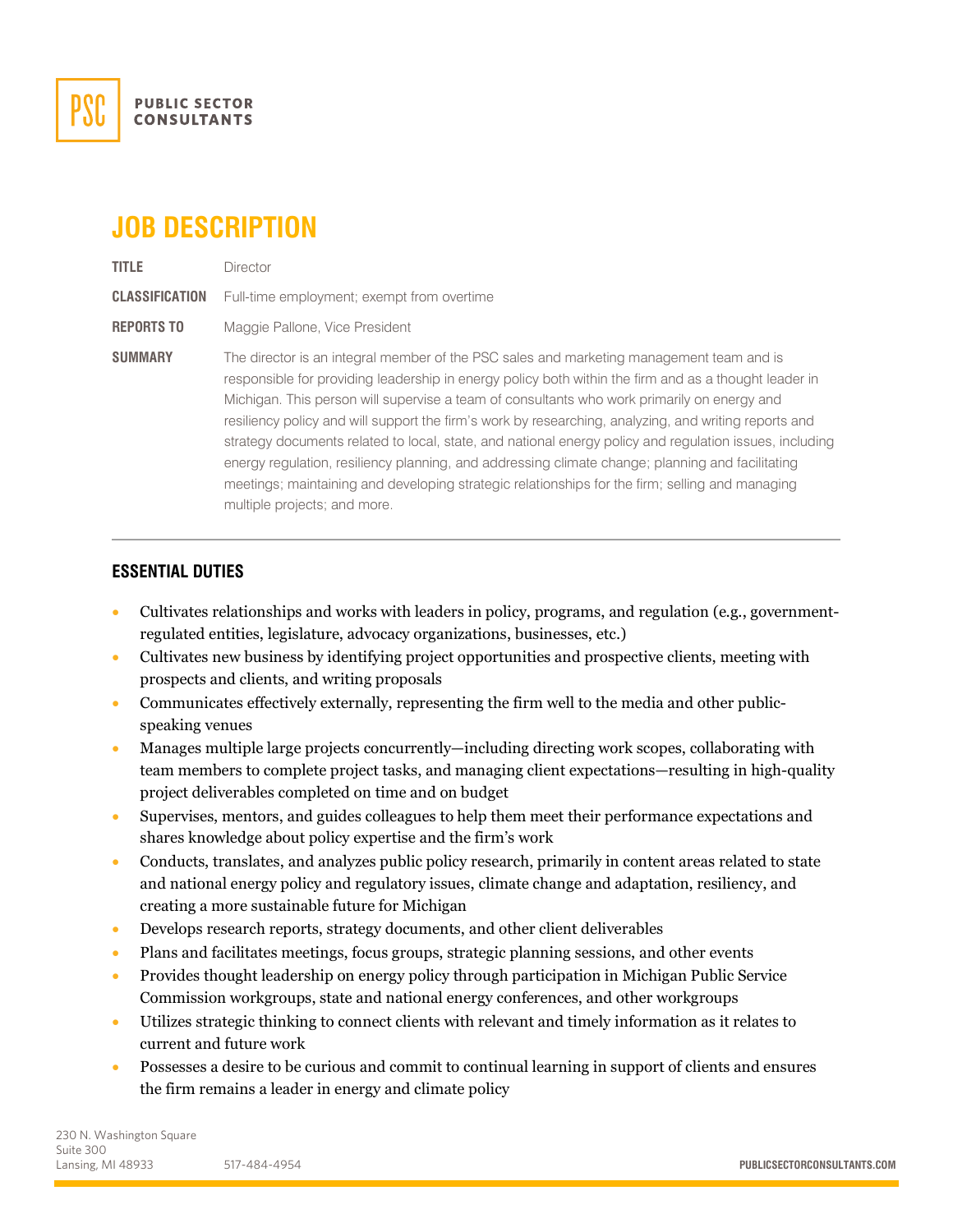PSC PUBLIC SECTOR CONSULTANTS

# JOB DESCRIPTION

**TITLE** Director

**CLASSIFICATION** Full-time employment; exempt from overtime

**REPORTS TO** Maggie Pallone, Vice President

**SUMMARY** The director is an integral member of the PSC sales and marketing management team and is responsible for providing leadership in energy policy both within the firm and as a thought leader in Michigan. This person will supervise a team of consultants who work primarily on energy and resiliency policy and will support the firm's work by researching, analyzing, and writing reports and strategy documents related to local, state, and national energy policy and regulation issues, including energy regulation, resiliency planning, and addressing climate change; planning and facilitating meetings; maintaining and developing strategic relationships for the firm; selling and managing multiple projects; and more.

---

## ESSENTIAL DUTIES

- Cultivates relationships and works with leaders in policy, programs, and regulation (e.g., government-regulated entities, legislature, advocacy organizations, businesses, etc.)
- Cultivates new business by identifying project opportunities and prospective clients, meeting with prospects and clients, and writing proposals
- Communicates effectively externally, representing the firm well to the media and other public-speaking venues
- Manages multiple large projects concurrently—including directing work scopes, collaborating with team members to complete project tasks, and managing client expectations—resulting in high-quality project deliverables completed on time and on budget
- Supervises, mentors, and guides colleagues to help them meet their performance expectations and shares knowledge about policy expertise and the firm's work
- Conducts, translates, and analyzes public policy research, primarily in content areas related to state and national energy policy and regulatory issues, climate change and adaptation, resiliency, and creating a more sustainable future for Michigan
- Develops research reports, strategy documents, and other client deliverables
- Plans and facilitates meetings, focus groups, strategic planning sessions, and other events
- Provides thought leadership on energy policy through participation in Michigan Public Service Commission workgroups, state and national energy conferences, and other workgroups
- Utilizes strategic thinking to connect clients with relevant and timely information as it relates to current and future work
- Possesses a desire to be curious and commit to continual learning in support of clients and ensures the firm remains a leader in energy and climate policy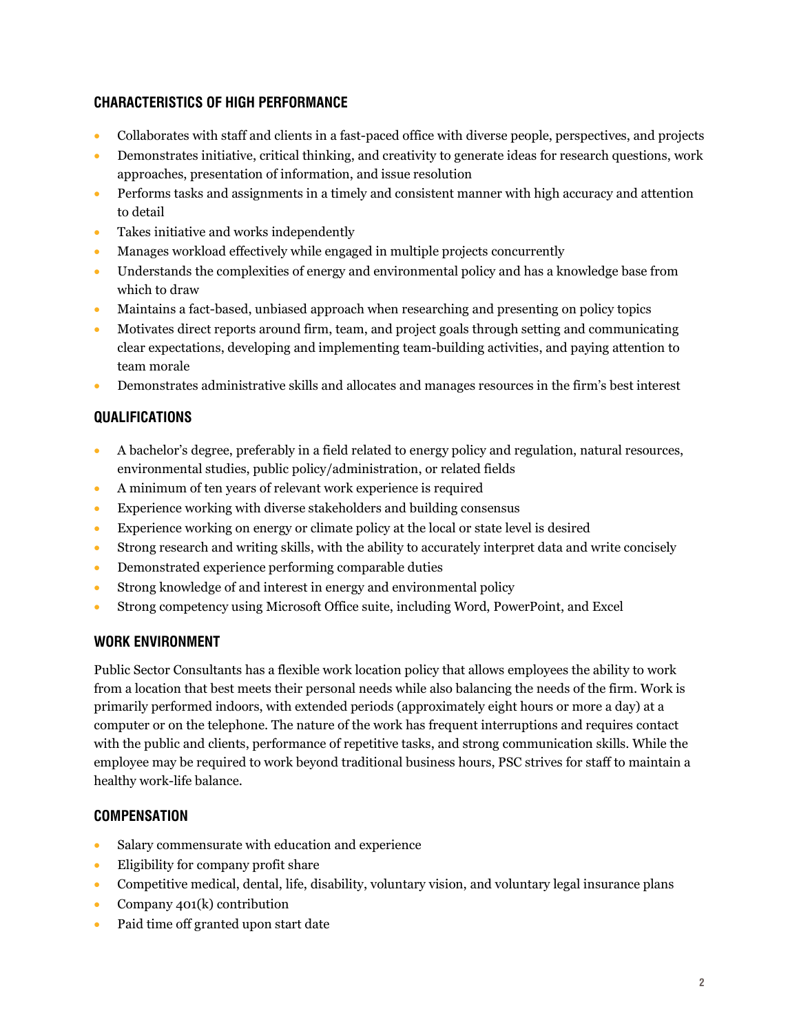## CHARACTERISTICS OF HIGH PERFORMANCE

- Collaborates with staff and clients in a fast-paced office with diverse people, perspectives, and projects
- Demonstrates initiative, critical thinking, and creativity to generate ideas for research questions, work approaches, presentation of information, and issue resolution
- Performs tasks and assignments in a timely and consistent manner with high accuracy and attention to detail
- Takes initiative and works independently
- Manages workload effectively while engaged in multiple projects concurrently
- Understands the complexities of energy and environmental policy and has a knowledge base from which to draw
- Maintains a fact-based, unbiased approach when researching and presenting on policy topics
- Motivates direct reports around firm, team, and project goals through setting and communicating clear expectations, developing and implementing team-building activities, and paying attention to team morale
- Demonstrates administrative skills and allocates and manages resources in the firm's best interest

## QUALIFICATIONS

- A bachelor's degree, preferably in a field related to energy policy and regulation, natural resources, environmental studies, public policy/administration, or related fields
- A minimum of ten years of relevant work experience is required
- Experience working with diverse stakeholders and building consensus
- Experience working on energy or climate policy at the local or state level is desired
- Strong research and writing skills, with the ability to accurately interpret data and write concisely
- Demonstrated experience performing comparable duties
- Strong knowledge of and interest in energy and environmental policy
- Strong competency using Microsoft Office suite, including Word, PowerPoint, and Excel

## WORK ENVIRONMENT

Public Sector Consultants has a flexible work location policy that allows employees the ability to work from a location that best meets their personal needs while also balancing the needs of the firm. Work is primarily performed indoors, with extended periods (approximately eight hours or more a day) at a computer or on the telephone. The nature of the work has frequent interruptions and requires contact with the public and clients, performance of repetitive tasks, and strong communication skills. While the employee may be required to work beyond traditional business hours, PSC strives for staff to maintain a healthy work-life balance.

## COMPENSATION

- Salary commensurate with education and experience
- Eligibility for company profit share
- Competitive medical, dental, life, disability, voluntary vision, and voluntary legal insurance plans
- Company 401(k) contribution
- Paid time off granted upon start date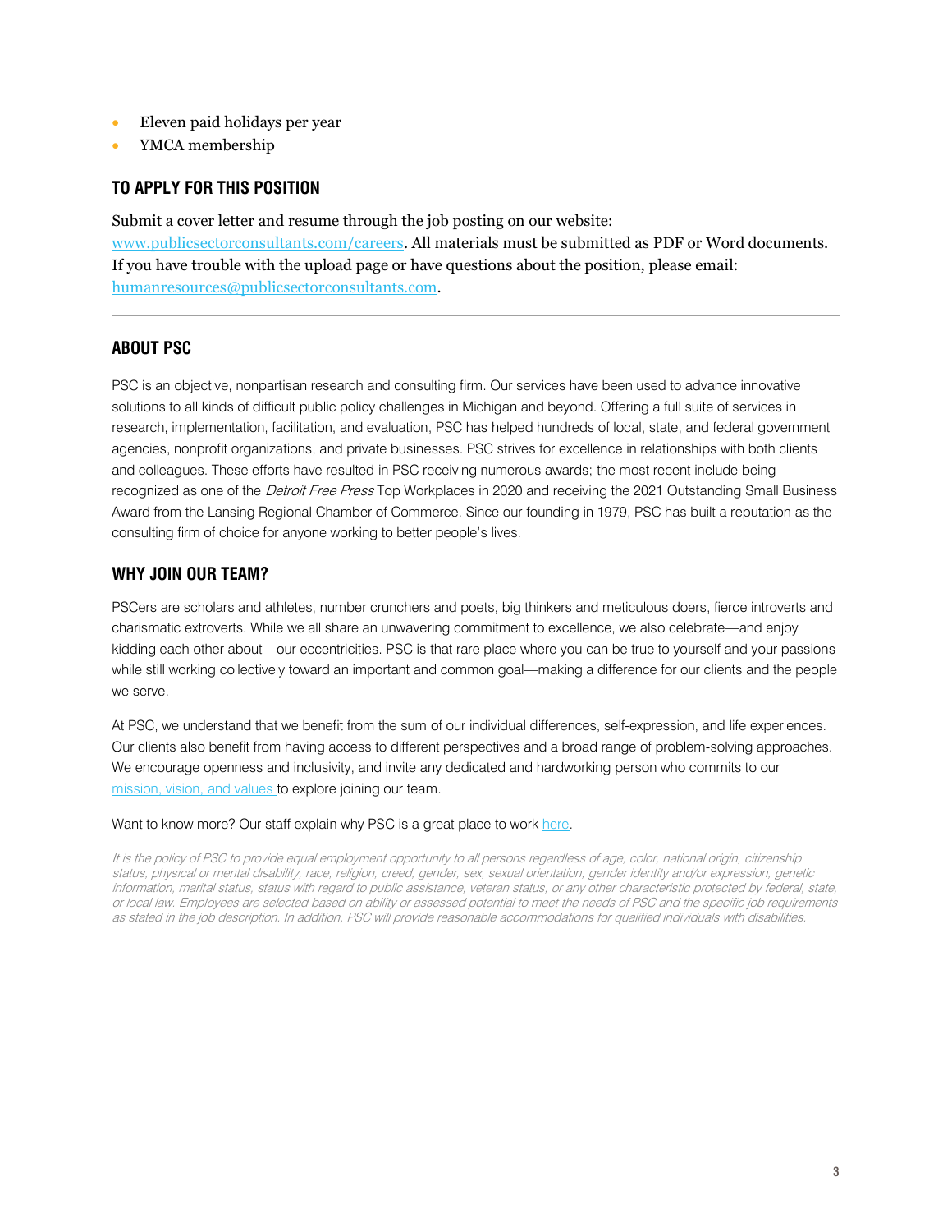- Eleven paid holidays per year
- YMCA membership

## TO APPLY FOR THIS POSITION

Submit a cover letter and resume through the job posting on our website: [www.publicsectorconsultants.com/careers](www.publicsectorconsultants.com/careers). All materials must be submitted as PDF or Word documents. If you have trouble with the upload page or have questions about the position, please email: [humanresources@publicsectorconsultants.com](mailto:humanresources@publicsectorconsultants.com).

---

## ABOUT PSC

PSC is an objective, nonpartisan research and consulting firm. Our services have been used to advance innovative solutions to all kinds of difficult public policy challenges in Michigan and beyond. Offering a full suite of services in research, implementation, facilitation, and evaluation, PSC has helped hundreds of local, state, and federal government agencies, nonprofit organizations, and private businesses. PSC strives for excellence in relationships with both clients and colleagues. These efforts have resulted in PSC receiving numerous awards; the most recent include being recognized as one of the *Detroit Free Press* Top Workplaces in 2020 and receiving the 2021 Outstanding Small Business Award from the Lansing Regional Chamber of Commerce. Since our founding in 1979, PSC has built a reputation as the consulting firm of choice for anyone working to better people's lives.

## WHY JOIN OUR TEAM?

PSCers are scholars and athletes, number crunchers and poets, big thinkers and meticulous doers, fierce introverts and charismatic extroverts. While we all share an unwavering commitment to excellence, we also celebrate—and enjoy kidding each other about—our eccentricities. PSC is that rare place where you can be true to yourself and your passions while still working collectively toward an important and common goal—making a difference for our clients and the people we serve.

At PSC, we understand that we benefit from the sum of our individual differences, self-expression, and life experiences. Our clients also benefit from having access to different perspectives and a broad range of problem-solving approaches. We encourage openness and inclusivity, and invite any dedicated and hardworking person who commits to our mission, vision, and values to explore joining our team.

Want to know more? Our staff explain why PSC is a great place to work here.

*It is the policy of PSC to provide equal employment opportunity to all persons regardless of age, color, national origin, citizenship status, physical or mental disability, race, religion, creed, gender, sex, sexual orientation, gender identity and/or expression, genetic information, marital status, status with regard to public assistance, veteran status, or any other characteristic protected by federal, state, or local law. Employees are selected based on ability or assessed potential to meet the needs of PSC and the specific job requirements as stated in the job description. In addition, PSC will provide reasonable accommodations for qualified individuals with disabilities.*